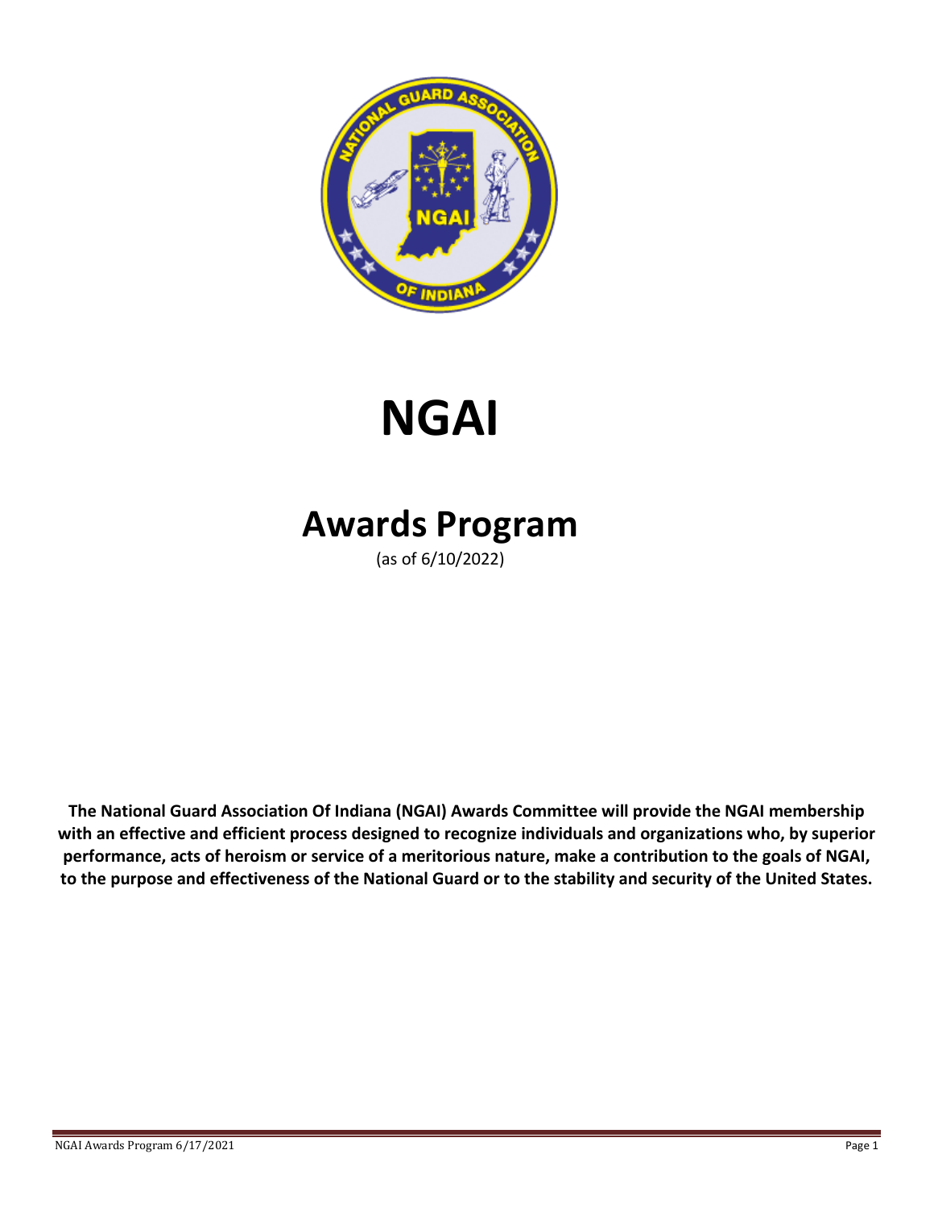# NGAI

## Awards Program

(as of 6/10/2022)

**The National Guard Association Of Indiana (NGAI) Awards Committee will provide the NGAI membership with an effective and efficient process designed to recognize individuals and organizations who, by superior performance, acts of heroism or service of a meritorious nature, make a contribution to the goals of NGAI, to the purpose and effectiveness of the National Guard or to the stability and security of the United States.**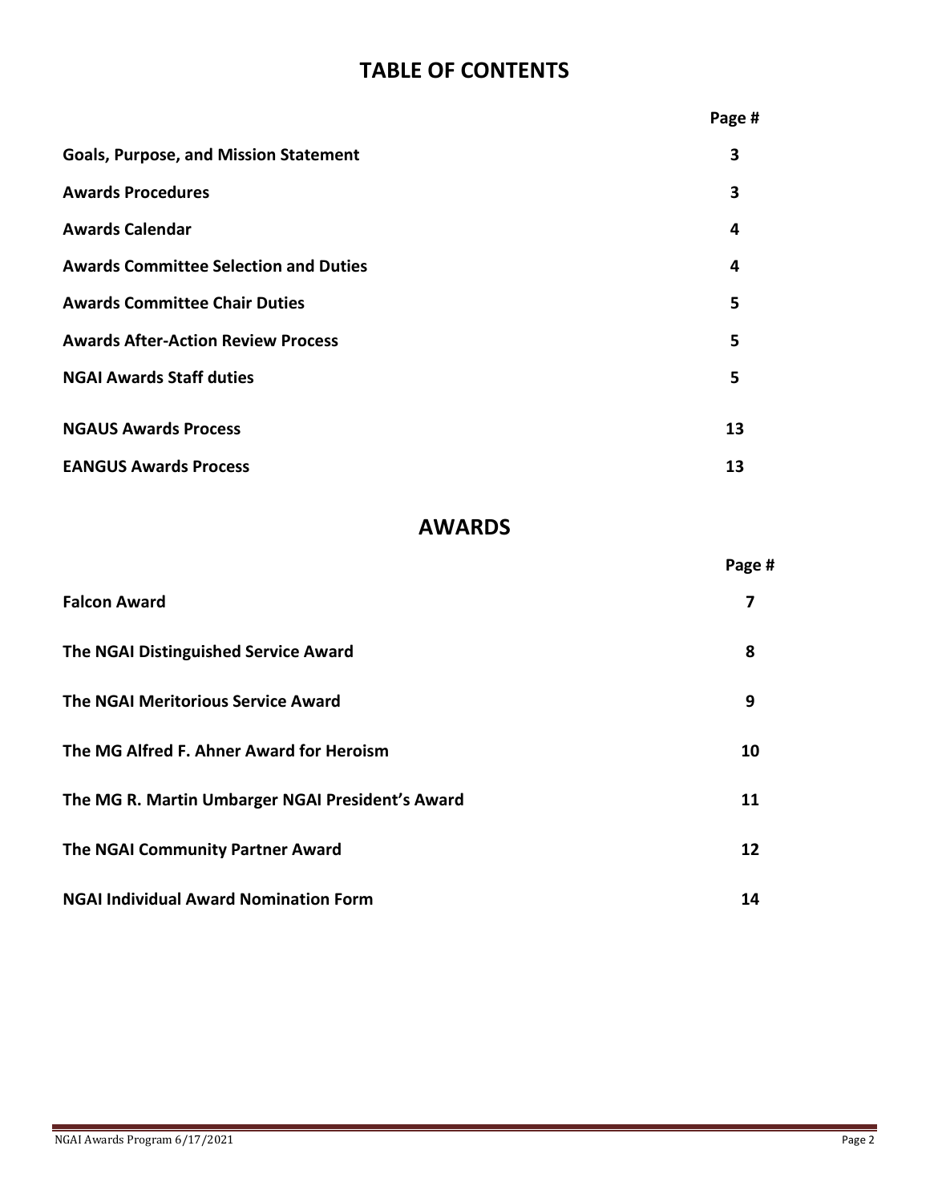# TABLE OF CONTENTS

| | Page # |
|---|---|
| **Goals, Purpose, and Mission Statement** | **3** |
| **Awards Procedures** | **3** |
| **Awards Calendar** | **4** |
| **Awards Committee Selection and Duties** | **4** |
| **Awards Committee Chair Duties** | **5** |
| **Awards After-Action Review Process** | **5** |
| **NGAI Awards Staff duties** | **5** |
| **NGAUS Awards Process** | **13** |
| **EANGUS Awards Process** | **13** |

# AWARDS

| | Page # |
|---|---|
| **Falcon Award** | **7** |
| **The NGAI Distinguished Service Award** | **8** |
| **The NGAI Meritorious Service Award** | **9** |
| **The MG Alfred F. Ahner Award for Heroism** | **10** |
| **The MG R. Martin Umbarger NGAI President's Award** | **11** |
| **The NGAI Community Partner Award** | **12** |
| **NGAI Individual Award Nomination Form** | **14** |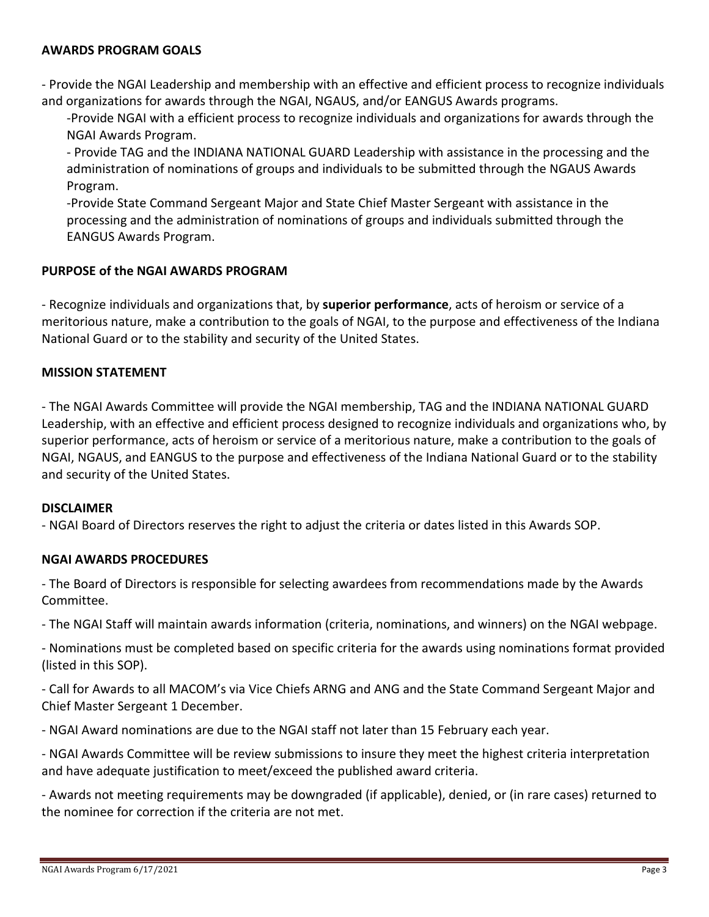**AWARDS PROGRAM GOALS**

- Provide the NGAI Leadership and membership with an effective and efficient process to recognize individuals and organizations for awards through the NGAI, NGAUS, and/or EANGUS Awards programs.

  -Provide NGAI with a efficient process to recognize individuals and organizations for awards through the NGAI Awards Program.

  - Provide TAG and the INDIANA NATIONAL GUARD Leadership with assistance in the processing and the administration of nominations of groups and individuals to be submitted through the NGAUS Awards Program.

  -Provide State Command Sergeant Major and State Chief Master Sergeant with assistance in the processing and the administration of nominations of groups and individuals submitted through the EANGUS Awards Program.

**PURPOSE of the NGAI AWARDS PROGRAM**

- Recognize individuals and organizations that, by **superior performance**, acts of heroism or service of a meritorious nature, make a contribution to the goals of NGAI, to the purpose and effectiveness of the Indiana National Guard or to the stability and security of the United States.

**MISSION STATEMENT**

- The NGAI Awards Committee will provide the NGAI membership, TAG and the INDIANA NATIONAL GUARD Leadership, with an effective and efficient process designed to recognize individuals and organizations who, by superior performance, acts of heroism or service of a meritorious nature, make a contribution to the goals of NGAI, NGAUS, and EANGUS to the purpose and effectiveness of the Indiana National Guard or to the stability and security of the United States.

**DISCLAIMER**

- NGAI Board of Directors reserves the right to adjust the criteria or dates listed in this Awards SOP.

**NGAI AWARDS PROCEDURES**

- The Board of Directors is responsible for selecting awardees from recommendations made by the Awards Committee.

- The NGAI Staff will maintain awards information (criteria, nominations, and winners) on the NGAI webpage.

- Nominations must be completed based on specific criteria for the awards using nominations format provided (listed in this SOP).

- Call for Awards to all MACOM's via Vice Chiefs ARNG and ANG and the State Command Sergeant Major and Chief Master Sergeant 1 December.

- NGAI Award nominations are due to the NGAI staff not later than 15 February each year.

- NGAI Awards Committee will be review submissions to insure they meet the highest criteria interpretation and have adequate justification to meet/exceed the published award criteria.

- Awards not meeting requirements may be downgraded (if applicable), denied, or (in rare cases) returned to the nominee for correction if the criteria are not met.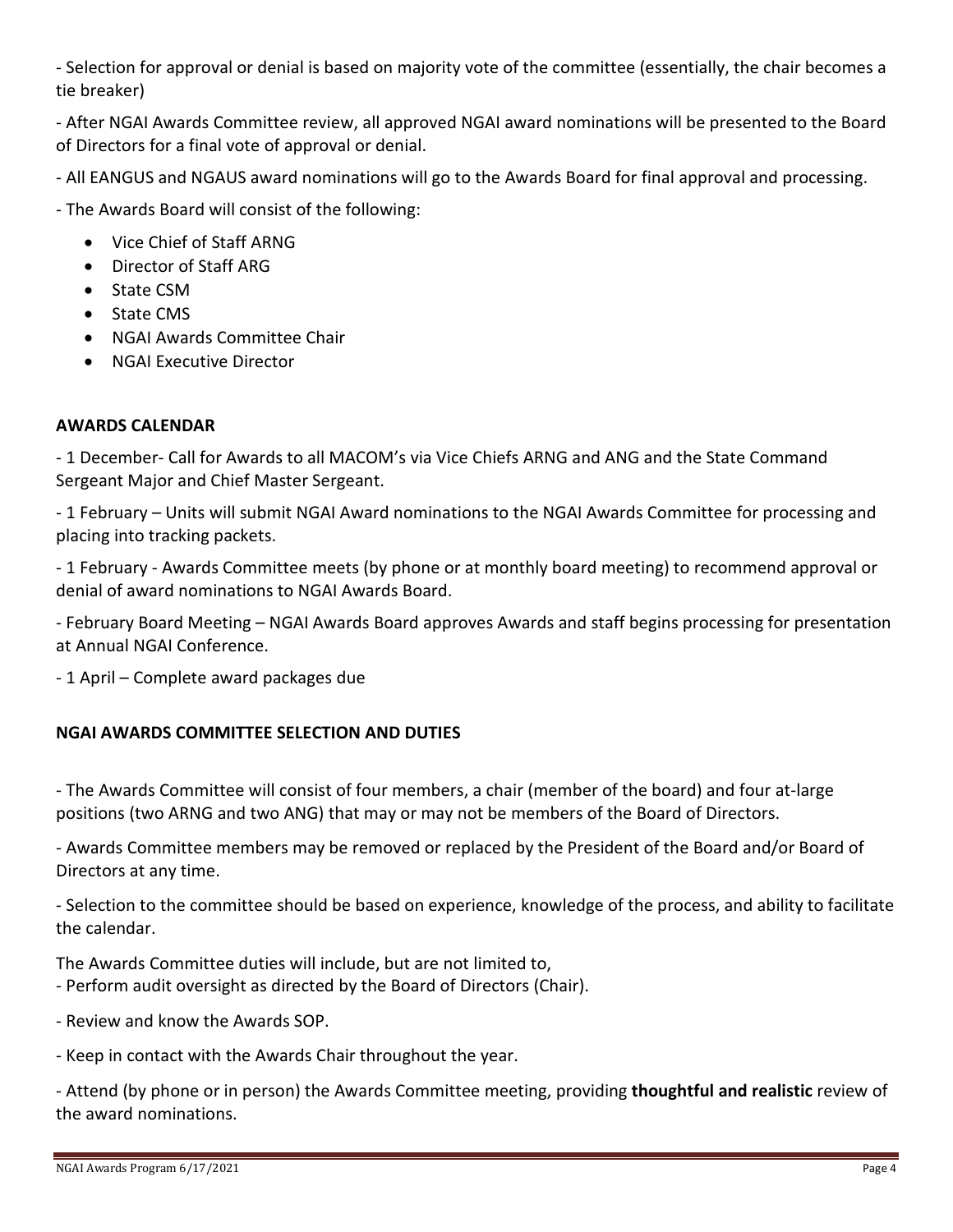- Selection for approval or denial is based on majority vote of the committee (essentially, the chair becomes a tie breaker)

- After NGAI Awards Committee review, all approved NGAI award nominations will be presented to the Board of Directors for a final vote of approval or denial.

- All EANGUS and NGAUS award nominations will go to the Awards Board for final approval and processing.

- The Awards Board will consist of the following:

  - Vice Chief of Staff ARNG
  - Director of Staff ARG
  - State CSM
  - State CMS
  - NGAI Awards Committee Chair
  - NGAI Executive Director

**AWARDS CALENDAR**

- 1 December- Call for Awards to all MACOM's via Vice Chiefs ARNG and ANG and the State Command Sergeant Major and Chief Master Sergeant.

- 1 February – Units will submit NGAI Award nominations to the NGAI Awards Committee for processing and placing into tracking packets.

- 1 February - Awards Committee meets (by phone or at monthly board meeting) to recommend approval or denial of award nominations to NGAI Awards Board.

- February Board Meeting – NGAI Awards Board approves Awards and staff begins processing for presentation at Annual NGAI Conference.

- 1 April – Complete award packages due

**NGAI AWARDS COMMITTEE SELECTION AND DUTIES**

- The Awards Committee will consist of four members, a chair (member of the board) and four at-large positions (two ARNG and two ANG) that may or may not be members of the Board of Directors.

- Awards Committee members may be removed or replaced by the President of the Board and/or Board of Directors at any time.

- Selection to the committee should be based on experience, knowledge of the process, and ability to facilitate the calendar.

The Awards Committee duties will include, but are not limited to,

- Perform audit oversight as directed by the Board of Directors (Chair).

- Review and know the Awards SOP.

- Keep in contact with the Awards Chair throughout the year.

- Attend (by phone or in person) the Awards Committee meeting, providing **thoughtful and realistic** review of the award nominations.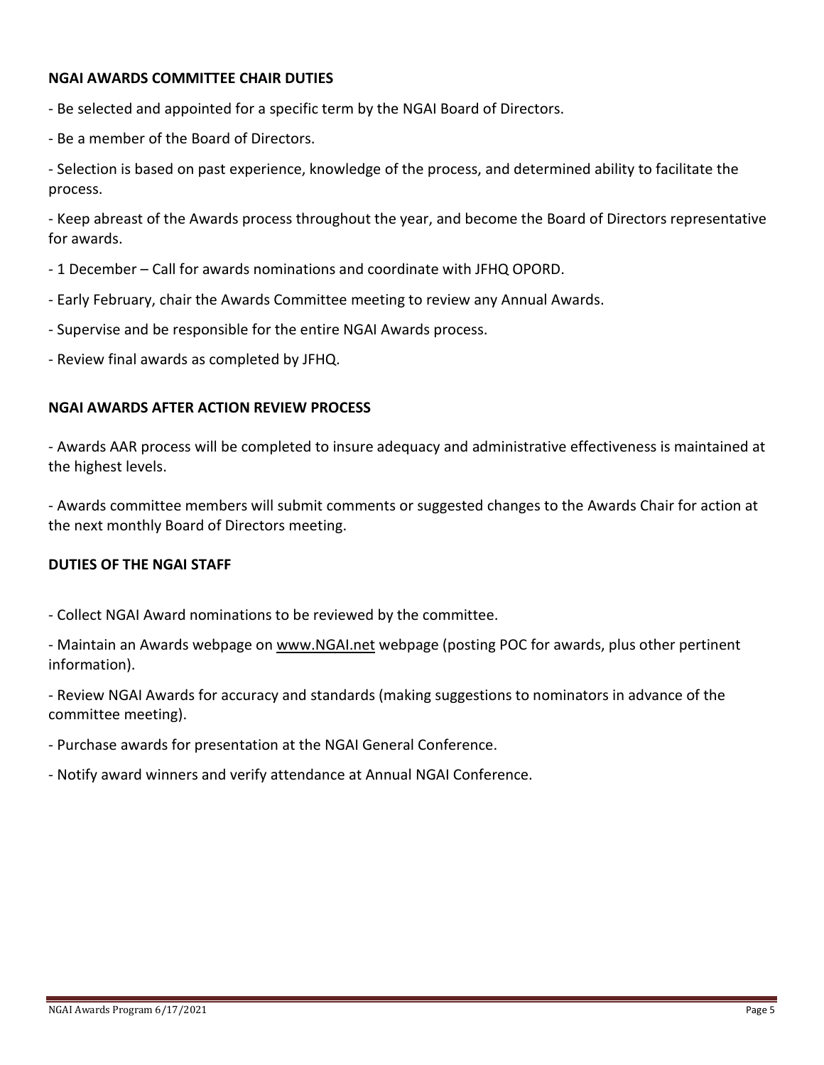### NGAI AWARDS COMMITTEE CHAIR DUTIES

- Be selected and appointed for a specific term by the NGAI Board of Directors.

- Be a member of the Board of Directors.

- Selection is based on past experience, knowledge of the process, and determined ability to facilitate the process.

- Keep abreast of the Awards process throughout the year, and become the Board of Directors representative for awards.

- 1 December – Call for awards nominations and coordinate with JFHQ OPORD.

- Early February, chair the Awards Committee meeting to review any Annual Awards.

- Supervise and be responsible for the entire NGAI Awards process.

- Review final awards as completed by JFHQ.

### NGAI AWARDS AFTER ACTION REVIEW PROCESS

- Awards AAR process will be completed to insure adequacy and administrative effectiveness is maintained at the highest levels.

- Awards committee members will submit comments or suggested changes to the Awards Chair for action at the next monthly Board of Directors meeting.

### DUTIES OF THE NGAI STAFF

- Collect NGAI Award nominations to be reviewed by the committee.

- Maintain an Awards webpage on www.NGAI.net webpage (posting POC for awards, plus other pertinent information).

- Review NGAI Awards for accuracy and standards (making suggestions to nominators in advance of the committee meeting).

- Purchase awards for presentation at the NGAI General Conference.

- Notify award winners and verify attendance at Annual NGAI Conference.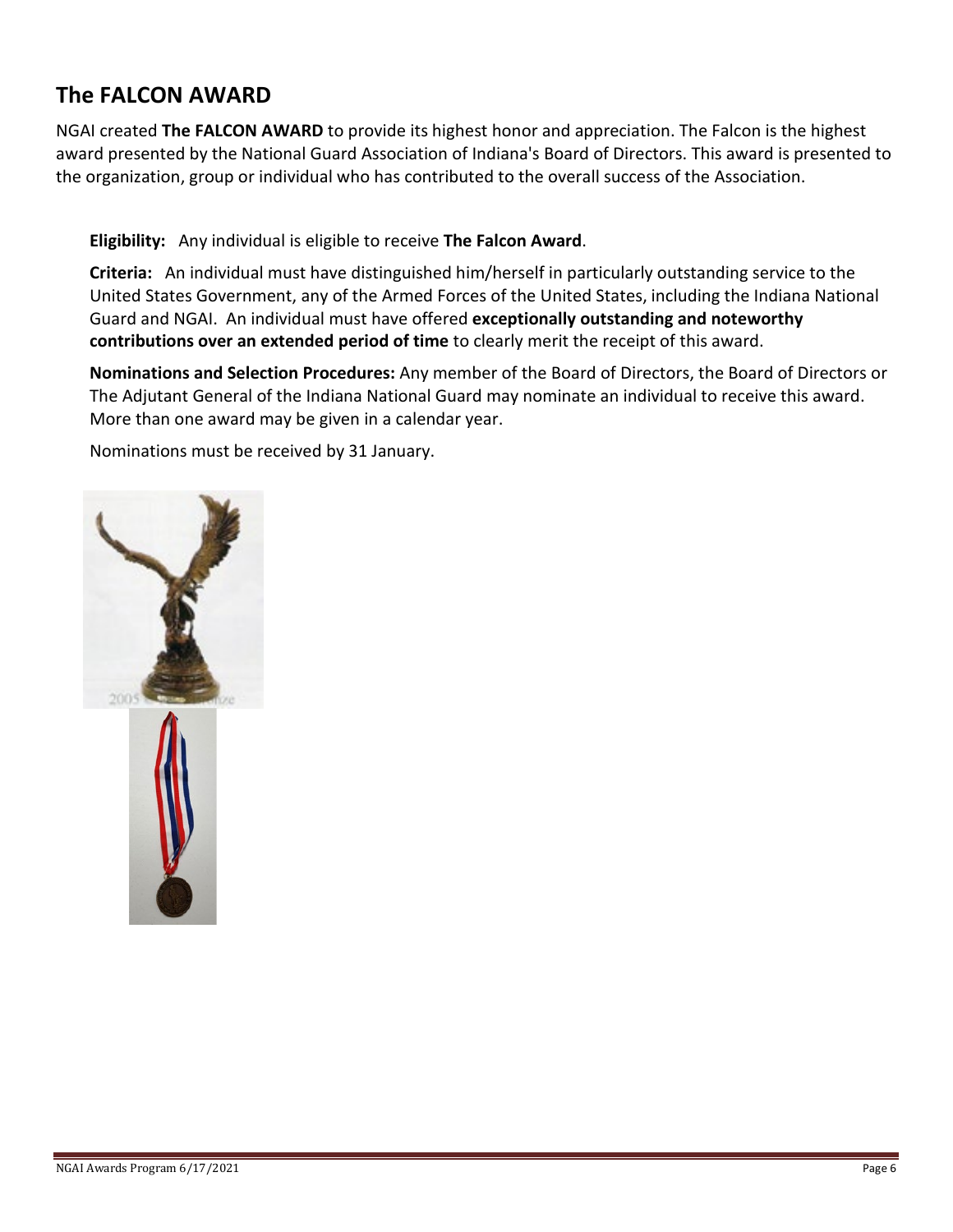## The FALCON AWARD

NGAI created **The FALCON AWARD** to provide its highest honor and appreciation. The Falcon is the highest award presented by the National Guard Association of Indiana's Board of Directors. This award is presented to the organization, group or individual who has contributed to the overall success of the Association.

**Eligibility:** Any individual is eligible to receive **The Falcon Award**.

**Criteria:** An individual must have distinguished him/herself in particularly outstanding service to the United States Government, any of the Armed Forces of the United States, including the Indiana National Guard and NGAI. An individual must have offered **exceptionally outstanding and noteworthy contributions over an extended period of time** to clearly merit the receipt of this award.

**Nominations and Selection Procedures:** Any member of the Board of Directors, the Board of Directors or The Adjutant General of the Indiana National Guard may nominate an individual to receive this award. More than one award may be given in a calendar year.

Nominations must be received by 31 January.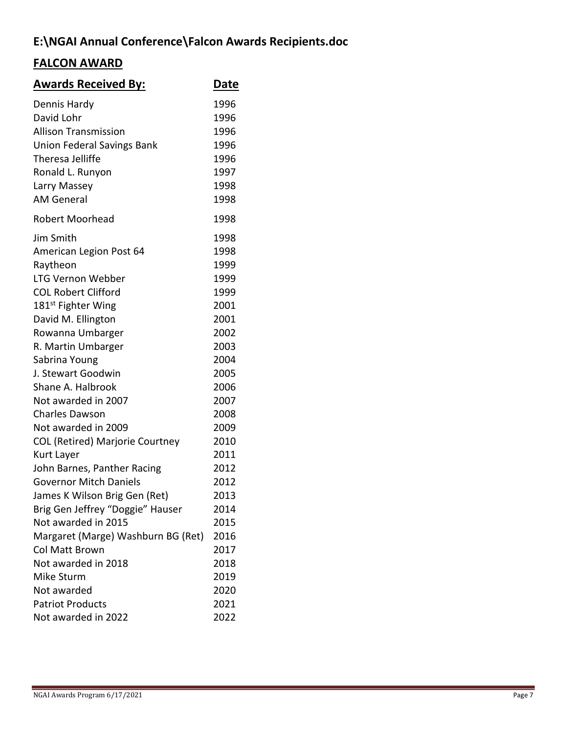# E:\NGAI Annual Conference\Falcon Awards Recipients.doc

## FALCON AWARD

| Awards Received By: | Date |
|---|---|
| Dennis Hardy | 1996 |
| David Lohr | 1996 |
| Allison Transmission | 1996 |
| Union Federal Savings Bank | 1996 |
| Theresa Jelliffe | 1996 |
| Ronald L. Runyon | 1997 |
| Larry Massey | 1998 |
| AM General | 1998 |
| Robert Moorhead | 1998 |
| Jim Smith | 1998 |
| American Legion Post 64 | 1998 |
| Raytheon | 1999 |
| LTG Vernon Webber | 1999 |
| COL Robert Clifford | 1999 |
| 181st Fighter Wing | 2001 |
| David M. Ellington | 2001 |
| Rowanna Umbarger | 2002 |
| R. Martin Umbarger | 2003 |
| Sabrina Young | 2004 |
| J. Stewart Goodwin | 2005 |
| Shane A. Halbrook | 2006 |
| Not awarded in 2007 | 2007 |
| Charles Dawson | 2008 |
| Not awarded in 2009 | 2009 |
| COL (Retired) Marjorie Courtney | 2010 |
| Kurt Layer | 2011 |
| John Barnes, Panther Racing | 2012 |
| Governor Mitch Daniels | 2012 |
| James K Wilson Brig Gen (Ret) | 2013 |
| Brig Gen Jeffrey "Doggie" Hauser | 2014 |
| Not awarded in 2015 | 2015 |
| Margaret (Marge) Washburn BG (Ret) | 2016 |
| Col Matt Brown | 2017 |
| Not awarded in 2018 | 2018 |
| Mike Sturm | 2019 |
| Not awarded | 2020 |
| Patriot Products | 2021 |
| Not awarded in 2022 | 2022 |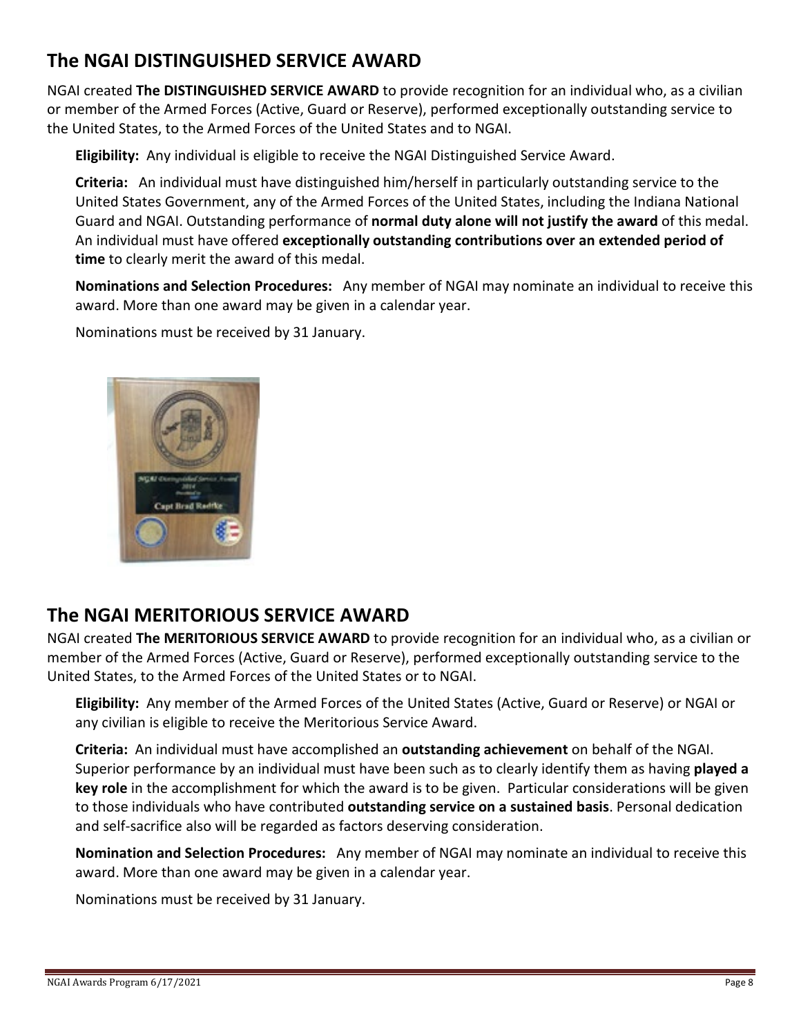## The NGAI DISTINGUISHED SERVICE AWARD

NGAI created **The DISTINGUISHED SERVICE AWARD** to provide recognition for an individual who, as a civilian or member of the Armed Forces (Active, Guard or Reserve), performed exceptionally outstanding service to the United States, to the Armed Forces of the United States and to NGAI.

**Eligibility:** Any individual is eligible to receive the NGAI Distinguished Service Award.

**Criteria:** An individual must have distinguished him/herself in particularly outstanding service to the United States Government, any of the Armed Forces of the United States, including the Indiana National Guard and NGAI. Outstanding performance of **normal duty alone will not justify the award** of this medal. An individual must have offered **exceptionally outstanding contributions over an extended period of time** to clearly merit the award of this medal.

**Nominations and Selection Procedures:** Any member of NGAI may nominate an individual to receive this award. More than one award may be given in a calendar year.

Nominations must be received by 31 January.

## The NGAI MERITORIOUS SERVICE AWARD

NGAI created **The MERITORIOUS SERVICE AWARD** to provide recognition for an individual who, as a civilian or member of the Armed Forces (Active, Guard or Reserve), performed exceptionally outstanding service to the United States, to the Armed Forces of the United States or to NGAI.

**Eligibility:** Any member of the Armed Forces of the United States (Active, Guard or Reserve) or NGAI or any civilian is eligible to receive the Meritorious Service Award.

**Criteria:** An individual must have accomplished an **outstanding achievement** on behalf of the NGAI. Superior performance by an individual must have been such as to clearly identify them as having **played a key role** in the accomplishment for which the award is to be given. Particular considerations will be given to those individuals who have contributed **outstanding service on a sustained basis**. Personal dedication and self-sacrifice also will be regarded as factors deserving consideration.

**Nomination and Selection Procedures:** Any member of NGAI may nominate an individual to receive this award. More than one award may be given in a calendar year.

Nominations must be received by 31 January.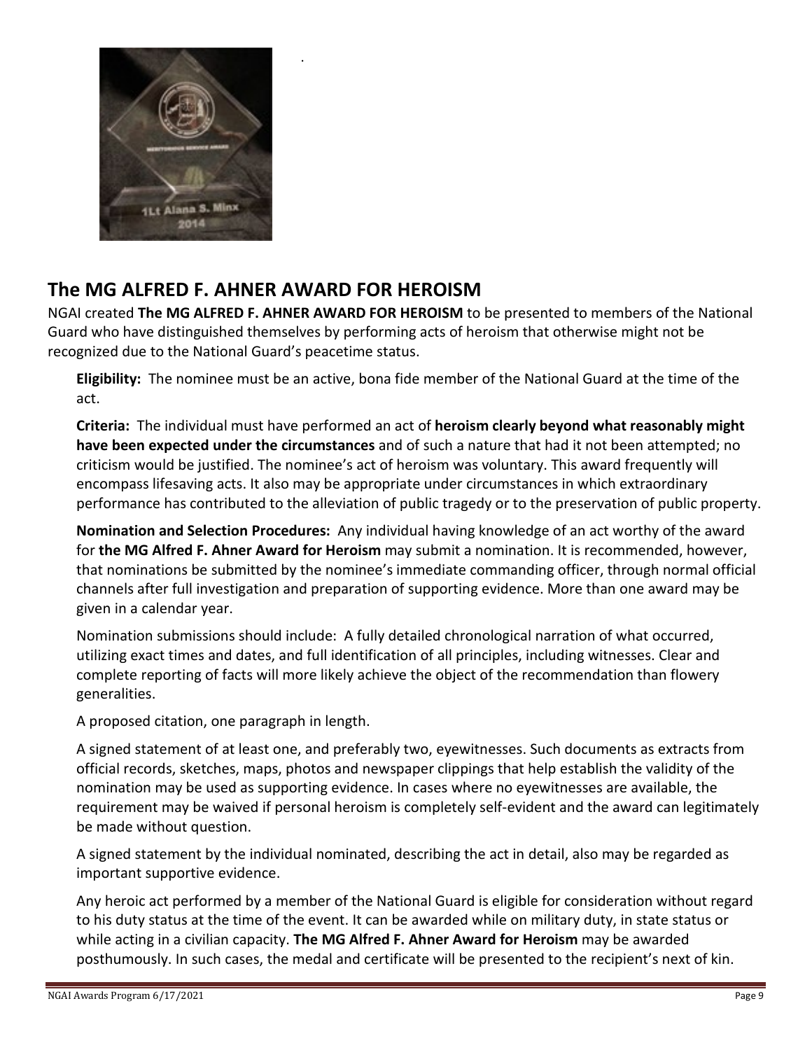## The MG ALFRED F. AHNER AWARD FOR HEROISM

NGAI created **The MG ALFRED F. AHNER AWARD FOR HEROISM** to be presented to members of the National Guard who have distinguished themselves by performing acts of heroism that otherwise might not be recognized due to the National Guard's peacetime status.

**Eligibility:** The nominee must be an active, bona fide member of the National Guard at the time of the act.

**Criteria:** The individual must have performed an act of **heroism clearly beyond what reasonably might have been expected under the circumstances** and of such a nature that had it not been attempted; no criticism would be justified. The nominee's act of heroism was voluntary. This award frequently will encompass lifesaving acts. It also may be appropriate under circumstances in which extraordinary performance has contributed to the alleviation of public tragedy or to the preservation of public property.

**Nomination and Selection Procedures:** Any individual having knowledge of an act worthy of the award for **the MG Alfred F. Ahner Award for Heroism** may submit a nomination. It is recommended, however, that nominations be submitted by the nominee's immediate commanding officer, through normal official channels after full investigation and preparation of supporting evidence. More than one award may be given in a calendar year.

Nomination submissions should include: A fully detailed chronological narration of what occurred, utilizing exact times and dates, and full identification of all principles, including witnesses. Clear and complete reporting of facts will more likely achieve the object of the recommendation than flowery generalities.

A proposed citation, one paragraph in length.

A signed statement of at least one, and preferably two, eyewitnesses. Such documents as extracts from official records, sketches, maps, photos and newspaper clippings that help establish the validity of the nomination may be used as supporting evidence. In cases where no eyewitnesses are available, the requirement may be waived if personal heroism is completely self-evident and the award can legitimately be made without question.

A signed statement by the individual nominated, describing the act in detail, also may be regarded as important supportive evidence.

Any heroic act performed by a member of the National Guard is eligible for consideration without regard to his duty status at the time of the event. It can be awarded while on military duty, in state status or while acting in a civilian capacity. **The MG Alfred F. Ahner Award for Heroism** may be awarded posthumously. In such cases, the medal and certificate will be presented to the recipient's next of kin.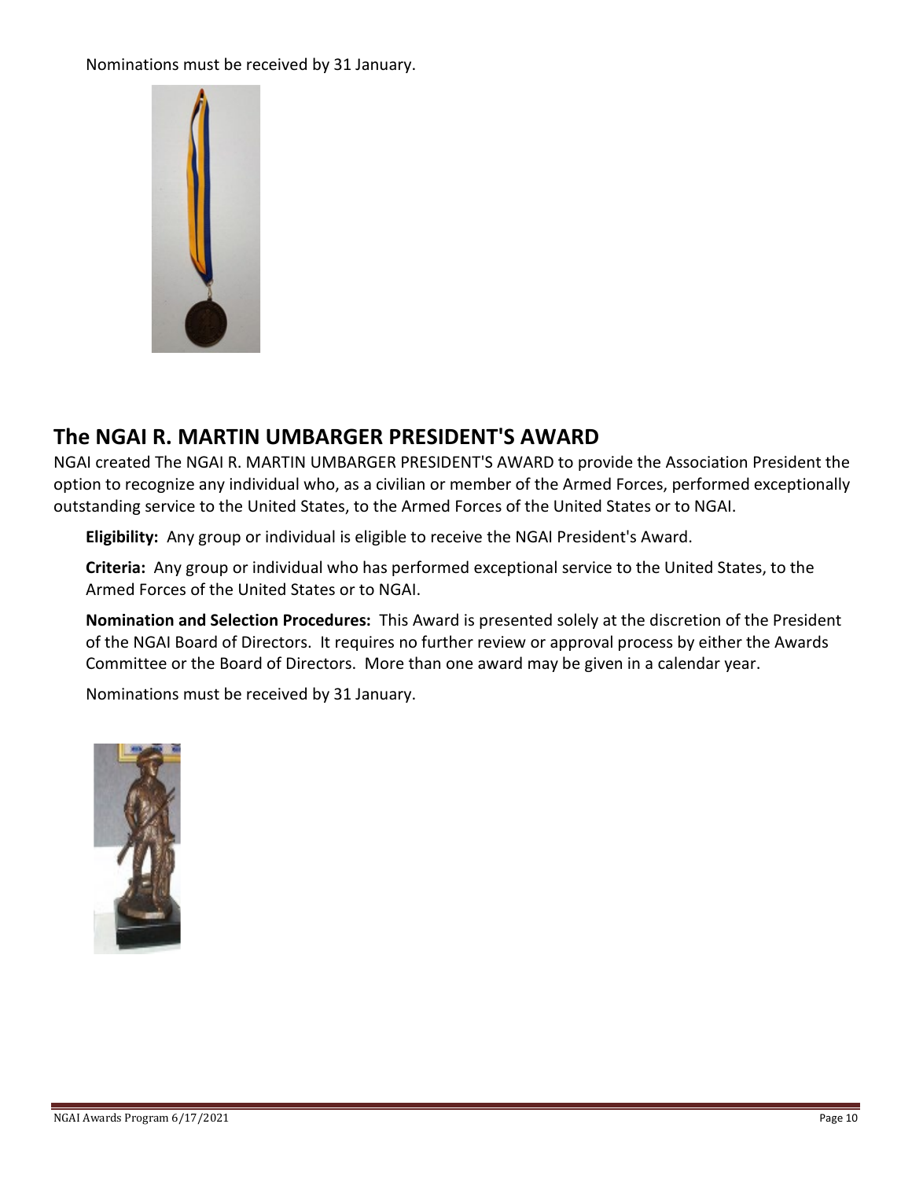Nominations must be received by 31 January.

## The NGAI R. MARTIN UMBARGER PRESIDENT'S AWARD

NGAI created The NGAI R. MARTIN UMBARGER PRESIDENT'S AWARD to provide the Association President the option to recognize any individual who, as a civilian or member of the Armed Forces, performed exceptionally outstanding service to the United States, to the Armed Forces of the United States or to NGAI.

**Eligibility:** Any group or individual is eligible to receive the NGAI President's Award.

**Criteria:** Any group or individual who has performed exceptional service to the United States, to the Armed Forces of the United States or to NGAI.

**Nomination and Selection Procedures:** This Award is presented solely at the discretion of the President of the NGAI Board of Directors. It requires no further review or approval process by either the Awards Committee or the Board of Directors. More than one award may be given in a calendar year.

Nominations must be received by 31 January.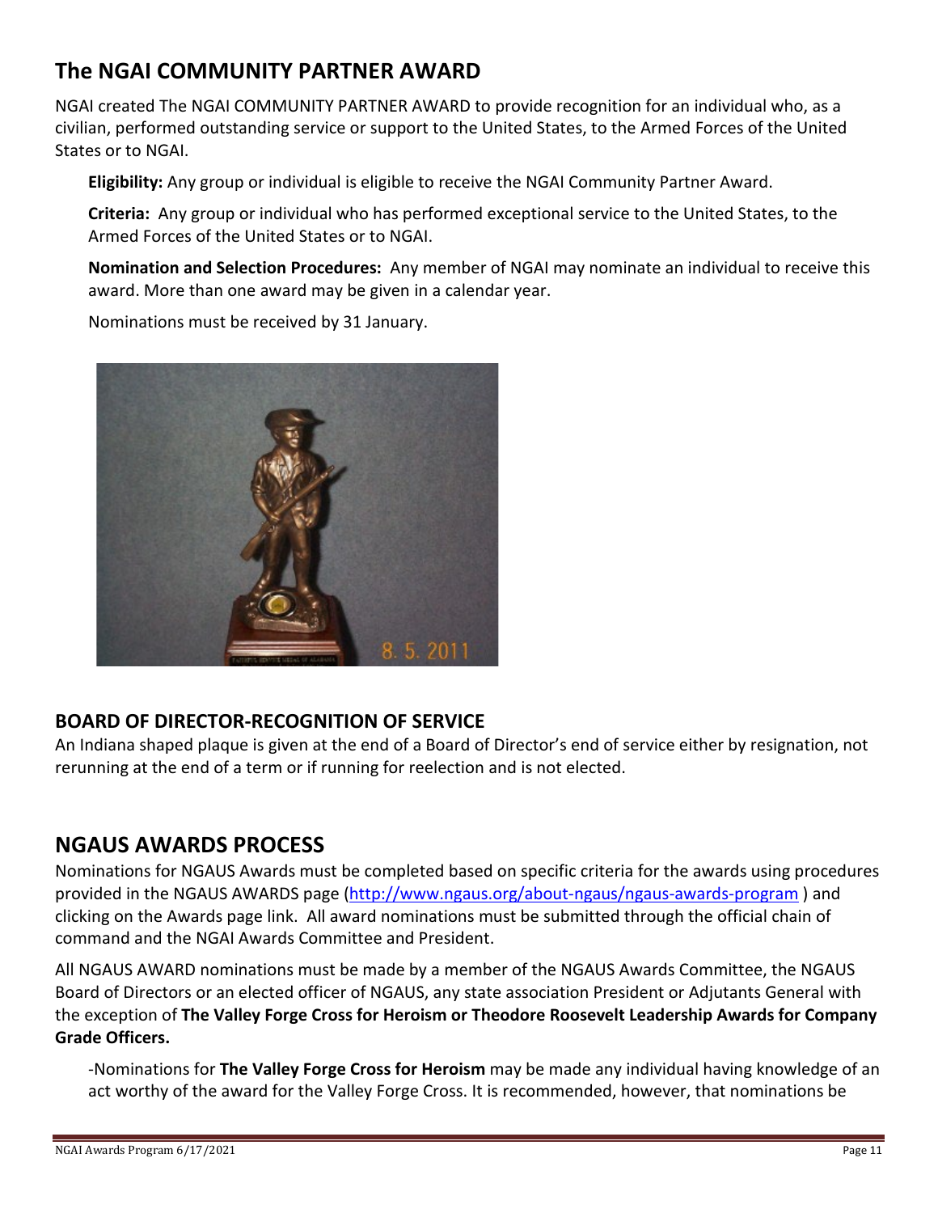## The NGAI COMMUNITY PARTNER AWARD

NGAI created The NGAI COMMUNITY PARTNER AWARD to provide recognition for an individual who, as a civilian, performed outstanding service or support to the United States, to the Armed Forces of the United States or to NGAI.

**Eligibility:** Any group or individual is eligible to receive the NGAI Community Partner Award.

**Criteria:** Any group or individual who has performed exceptional service to the United States, to the Armed Forces of the United States or to NGAI.

**Nomination and Selection Procedures:** Any member of NGAI may nominate an individual to receive this award. More than one award may be given in a calendar year.

Nominations must be received by 31 January.

### BOARD OF DIRECTOR-RECOGNITION OF SERVICE

An Indiana shaped plaque is given at the end of a Board of Director's end of service either by resignation, not rerunning at the end of a term or if running for reelection and is not elected.

## NGAUS AWARDS PROCESS

Nominations for NGAUS Awards must be completed based on specific criteria for the awards using procedures provided in the NGAUS AWARDS page (http://www.ngaus.org/about-ngaus/ngaus-awards-program ) and clicking on the Awards page link. All award nominations must be submitted through the official chain of command and the NGAI Awards Committee and President.

All NGAUS AWARD nominations must be made by a member of the NGAUS Awards Committee, the NGAUS Board of Directors or an elected officer of NGAUS, any state association President or Adjutants General with the exception of **The Valley Forge Cross for Heroism or Theodore Roosevelt Leadership Awards for Company Grade Officers.**

-Nominations for **The Valley Forge Cross for Heroism** may be made any individual having knowledge of an act worthy of the award for the Valley Forge Cross. It is recommended, however, that nominations be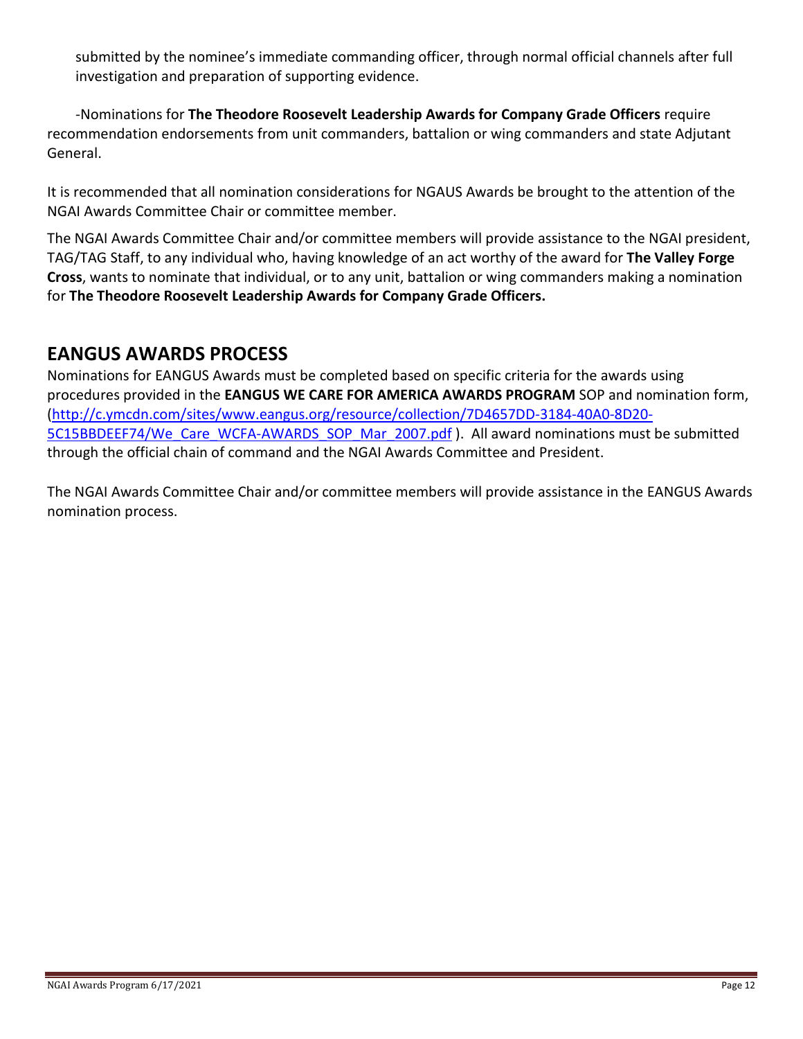submitted by the nominee's immediate commanding officer, through normal official channels after full investigation and preparation of supporting evidence.

-Nominations for **The Theodore Roosevelt Leadership Awards for Company Grade Officers** require recommendation endorsements from unit commanders, battalion or wing commanders and state Adjutant General.

It is recommended that all nomination considerations for NGAUS Awards be brought to the attention of the NGAI Awards Committee Chair or committee member.

The NGAI Awards Committee Chair and/or committee members will provide assistance to the NGAI president, TAG/TAG Staff, to any individual who, having knowledge of an act worthy of the award for **The Valley Forge Cross**, wants to nominate that individual, or to any unit, battalion or wing commanders making a nomination for **The Theodore Roosevelt Leadership Awards for Company Grade Officers.**

## EANGUS AWARDS PROCESS

Nominations for EANGUS Awards must be completed based on specific criteria for the awards using procedures provided in the **EANGUS WE CARE FOR AMERICA AWARDS PROGRAM** SOP and nomination form, (http://c.ymcdn.com/sites/www.eangus.org/resource/collection/7D4657DD-3184-40A0-8D20-5C15BBDEEF74/We_Care_WCFA-AWARDS_SOP_Mar_2007.pdf ). All award nominations must be submitted through the official chain of command and the NGAI Awards Committee and President.

The NGAI Awards Committee Chair and/or committee members will provide assistance in the EANGUS Awards nomination process.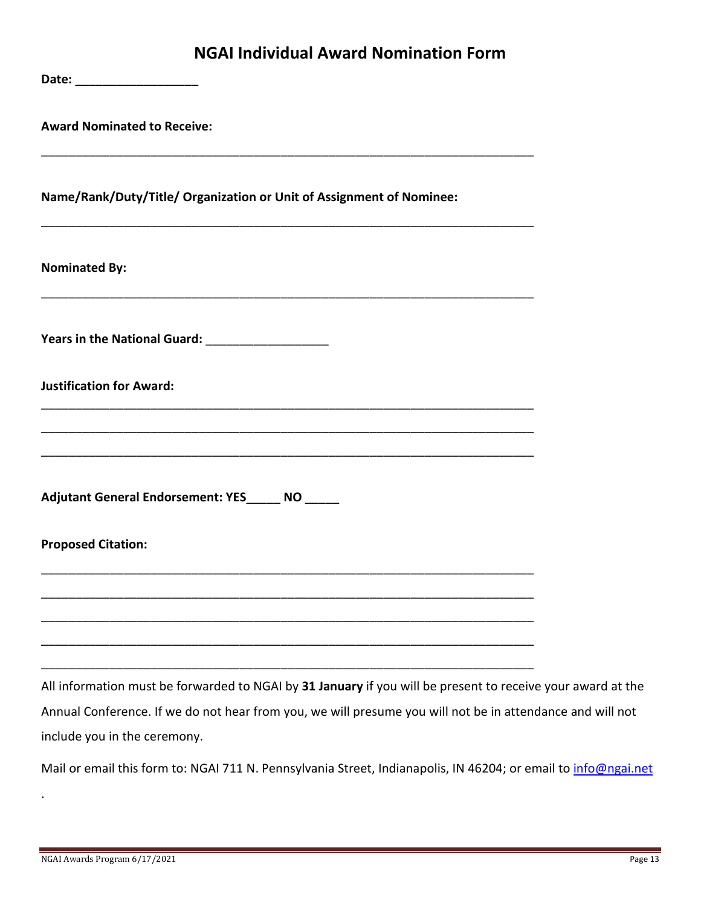# NGAI Individual Award Nomination Form

**Date:** __________________

**Award Nominated to Receive:**

___________________________________________________________________________

**Name/Rank/Duty/Title/ Organization or Unit of Assignment of Nominee:**

___________________________________________________________________________

**Nominated By:**

___________________________________________________________________________

**Years in the National Guard:** __________________

**Justification for Award:**

___________________________________________________________________________

___________________________________________________________________________

___________________________________________________________________________

**Adjutant General Endorsement: YES_____ NO _____**

**Proposed Citation:**

___________________________________________________________________________

___________________________________________________________________________

___________________________________________________________________________

___________________________________________________________________________

___________________________________________________________________________

All information must be forwarded to NGAI by **31 January** if you will be present to receive your award at the Annual Conference. If we do not hear from you, we will presume you will not be in attendance and will not include you in the ceremony.

Mail or email this form to: NGAI 711 N. Pennsylvania Street, Indianapolis, IN 46204; or email to info@ngai.net

.